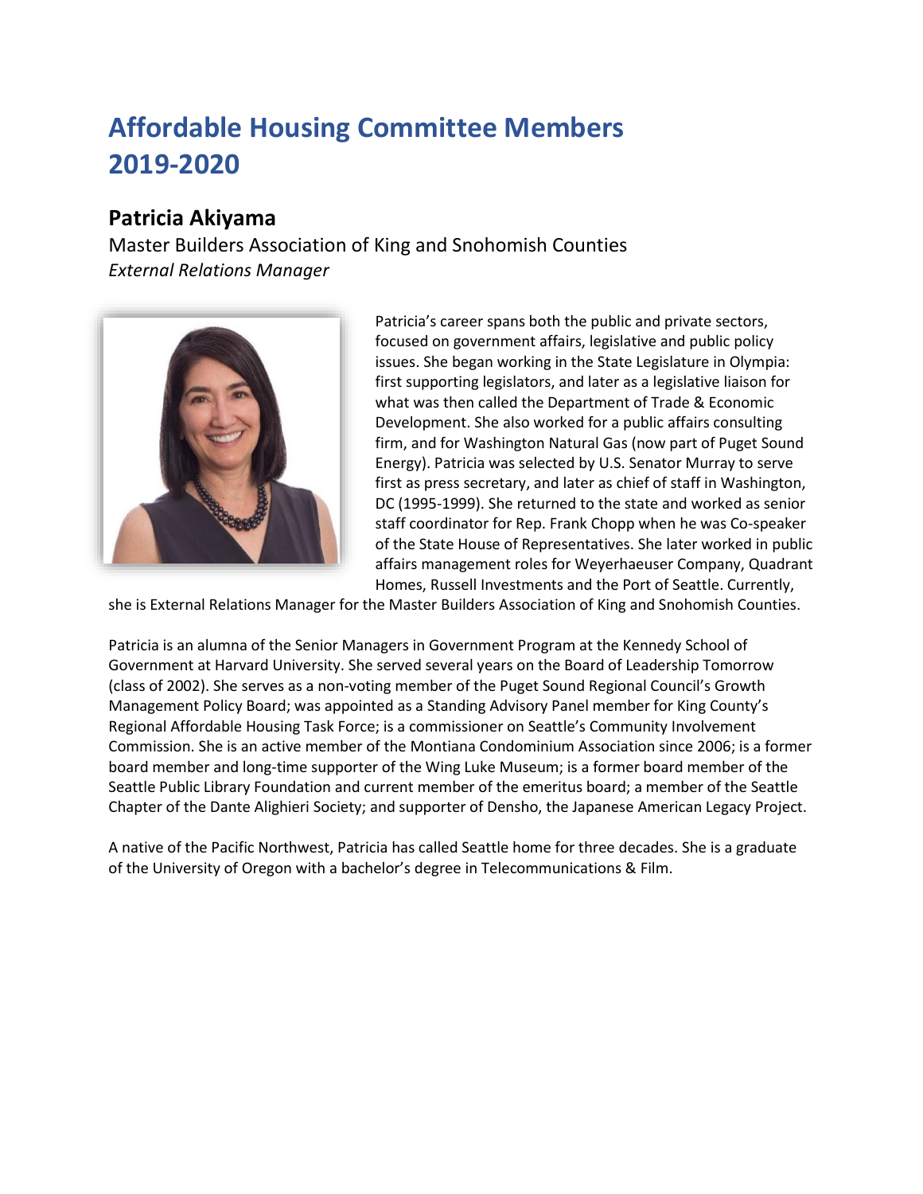# Affordable Housing Committee Members 2019-2020

## Patricia Akiyama

Master Builders Association of King and Snohomish Counties
*External Relations Manager*

Patricia's career spans both the public and private sectors, focused on government affairs, legislative and public policy issues. She began working in the State Legislature in Olympia: first supporting legislators, and later as a legislative liaison for what was then called the Department of Trade & Economic Development. She also worked for a public affairs consulting firm, and for Washington Natural Gas (now part of Puget Sound Energy). Patricia was selected by U.S. Senator Murray to serve first as press secretary, and later as chief of staff in Washington, DC (1995-1999). She returned to the state and worked as senior staff coordinator for Rep. Frank Chopp when he was Co-speaker of the State House of Representatives. She later worked in public affairs management roles for Weyerhaeuser Company, Quadrant Homes, Russell Investments and the Port of Seattle. Currently, she is External Relations Manager for the Master Builders Association of King and Snohomish Counties.

Patricia is an alumna of the Senior Managers in Government Program at the Kennedy School of Government at Harvard University. She served several years on the Board of Leadership Tomorrow (class of 2002). She serves as a non-voting member of the Puget Sound Regional Council's Growth Management Policy Board; was appointed as a Standing Advisory Panel member for King County's Regional Affordable Housing Task Force; is a commissioner on Seattle's Community Involvement Commission. She is an active member of the Montiana Condominium Association since 2006; is a former board member and long-time supporter of the Wing Luke Museum; is a former board member of the Seattle Public Library Foundation and current member of the emeritus board; a member of the Seattle Chapter of the Dante Alighieri Society; and supporter of Densho, the Japanese American Legacy Project.

A native of the Pacific Northwest, Patricia has called Seattle home for three decades. She is a graduate of the University of Oregon with a bachelor's degree in Telecommunications & Film.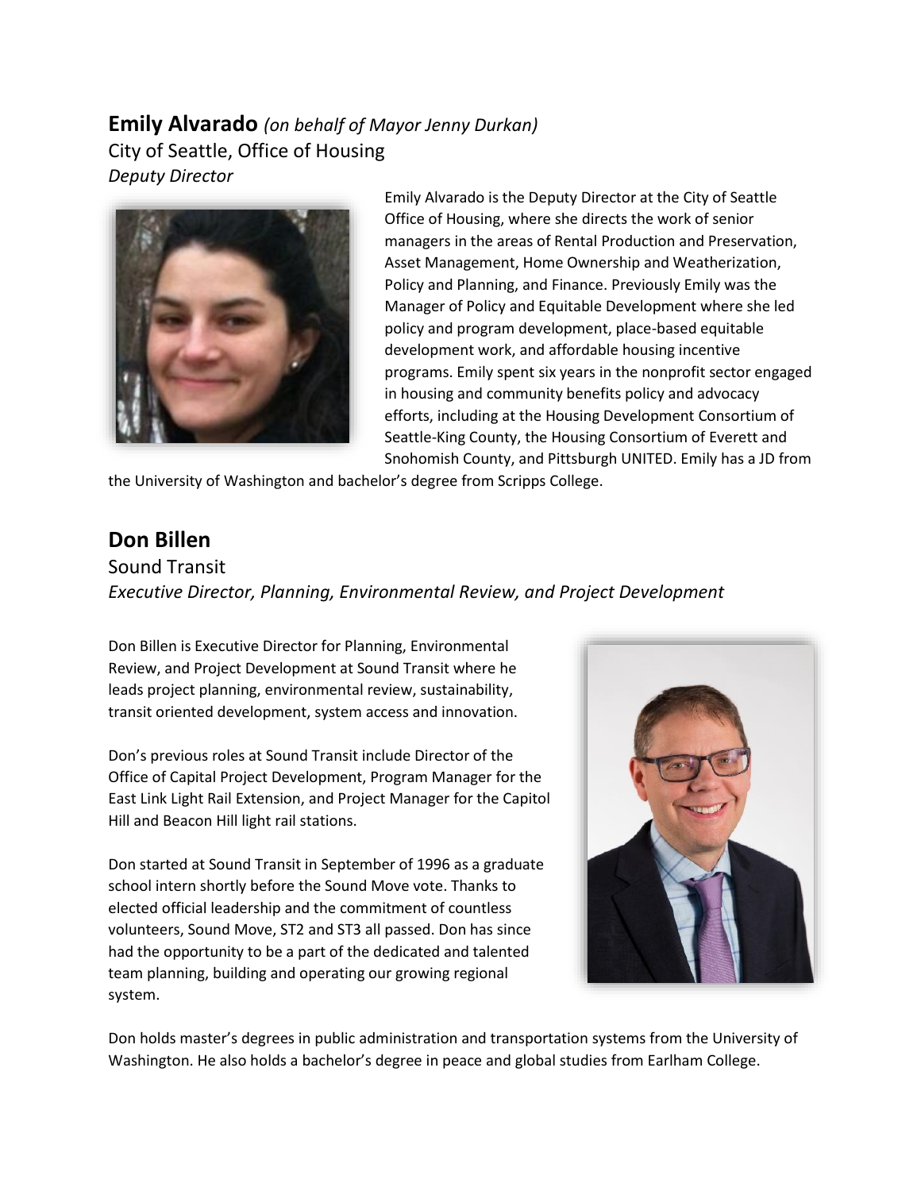## **Emily Alvarado** *(on behalf of Mayor Jenny Durkan)*

City of Seattle, Office of Housing

*Deputy Director*

Emily Alvarado is the Deputy Director at the City of Seattle Office of Housing, where she directs the work of senior managers in the areas of Rental Production and Preservation, Asset Management, Home Ownership and Weatherization, Policy and Planning, and Finance. Previously Emily was the Manager of Policy and Equitable Development where she led policy and program development, place-based equitable development work, and affordable housing incentive programs. Emily spent six years in the nonprofit sector engaged in housing and community benefits policy and advocacy efforts, including at the Housing Development Consortium of Seattle-King County, the Housing Consortium of Everett and Snohomish County, and Pittsburgh UNITED. Emily has a JD from the University of Washington and bachelor's degree from Scripps College.

## **Don Billen**

Sound Transit

*Executive Director, Planning, Environmental Review, and Project Development*

Don Billen is Executive Director for Planning, Environmental Review, and Project Development at Sound Transit where he leads project planning, environmental review, sustainability, transit oriented development, system access and innovation.

Don's previous roles at Sound Transit include Director of the Office of Capital Project Development, Program Manager for the East Link Light Rail Extension, and Project Manager for the Capitol Hill and Beacon Hill light rail stations.

Don started at Sound Transit in September of 1996 as a graduate school intern shortly before the Sound Move vote. Thanks to elected official leadership and the commitment of countless volunteers, Sound Move, ST2 and ST3 all passed. Don has since had the opportunity to be a part of the dedicated and talented team planning, building and operating our growing regional system.

Don holds master's degrees in public administration and transportation systems from the University of Washington. He also holds a bachelor's degree in peace and global studies from Earlham College.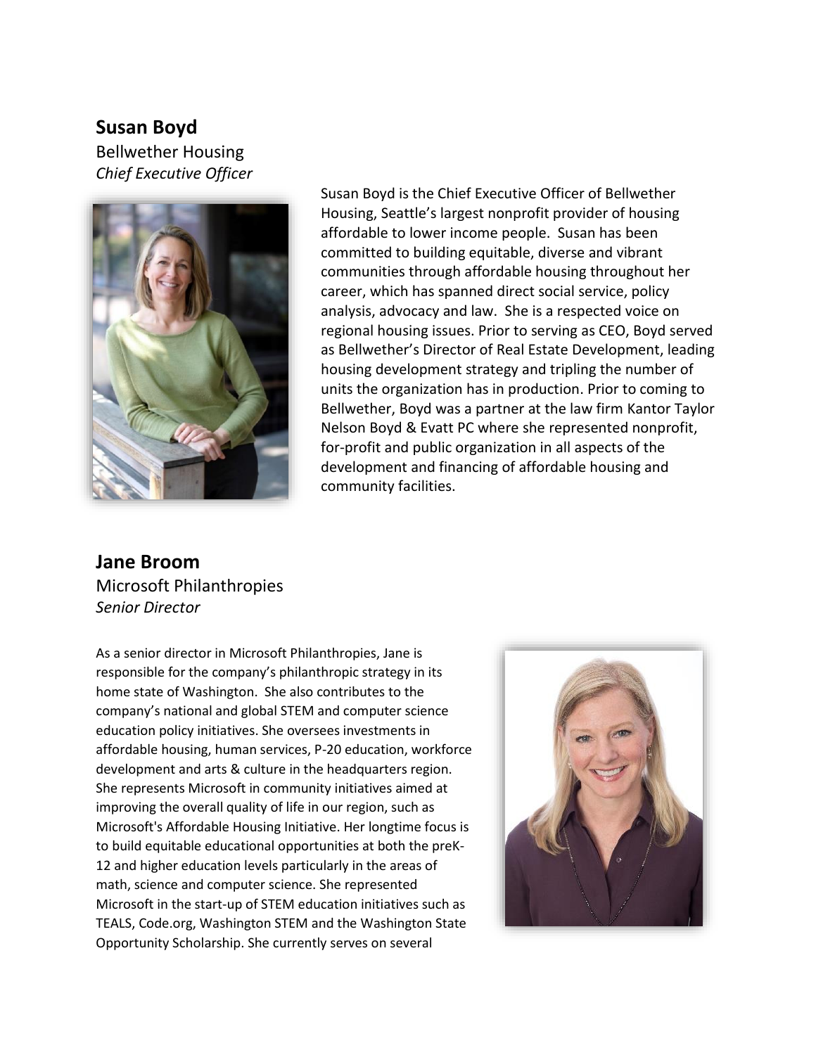## Susan Boyd

Bellwether Housing

*Chief Executive Officer*

Susan Boyd is the Chief Executive Officer of Bellwether Housing, Seattle's largest nonprofit provider of housing affordable to lower income people. Susan has been committed to building equitable, diverse and vibrant communities through affordable housing throughout her career, which has spanned direct social service, policy analysis, advocacy and law. She is a respected voice on regional housing issues. Prior to serving as CEO, Boyd served as Bellwether's Director of Real Estate Development, leading housing development strategy and tripling the number of units the organization has in production. Prior to coming to Bellwether, Boyd was a partner at the law firm Kantor Taylor Nelson Boyd & Evatt PC where she represented nonprofit, for-profit and public organization in all aspects of the development and financing of affordable housing and community facilities.

## Jane Broom

Microsoft Philanthropies

*Senior Director*

As a senior director in Microsoft Philanthropies, Jane is responsible for the company's philanthropic strategy in its home state of Washington. She also contributes to the company's national and global STEM and computer science education policy initiatives. She oversees investments in affordable housing, human services, P-20 education, workforce development and arts & culture in the headquarters region. She represents Microsoft in community initiatives aimed at improving the overall quality of life in our region, such as Microsoft's Affordable Housing Initiative. Her longtime focus is to build equitable educational opportunities at both the preK-12 and higher education levels particularly in the areas of math, science and computer science. She represented Microsoft in the start-up of STEM education initiatives such as TEALS, Code.org, Washington STEM and the Washington State Opportunity Scholarship. She currently serves on several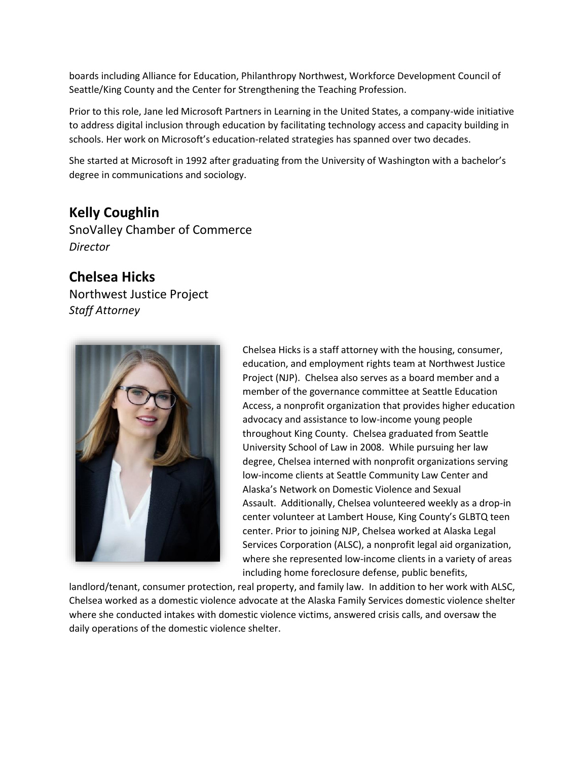boards including Alliance for Education, Philanthropy Northwest, Workforce Development Council of Seattle/King County and the Center for Strengthening the Teaching Profession.

Prior to this role, Jane led Microsoft Partners in Learning in the United States, a company-wide initiative to address digital inclusion through education by facilitating technology access and capacity building in schools. Her work on Microsoft's education-related strategies has spanned over two decades.

She started at Microsoft in 1992 after graduating from the University of Washington with a bachelor's degree in communications and sociology.

## Kelly Coughlin

SnoValley Chamber of Commerce
*Director*

## Chelsea Hicks

Northwest Justice Project
*Staff Attorney*

Chelsea Hicks is a staff attorney with the housing, consumer, education, and employment rights team at Northwest Justice Project (NJP). Chelsea also serves as a board member and a member of the governance committee at Seattle Education Access, a nonprofit organization that provides higher education advocacy and assistance to low-income young people throughout King County. Chelsea graduated from Seattle University School of Law in 2008. While pursuing her law degree, Chelsea interned with nonprofit organizations serving low-income clients at Seattle Community Law Center and Alaska's Network on Domestic Violence and Sexual Assault. Additionally, Chelsea volunteered weekly as a drop-in center volunteer at Lambert House, King County's GLBTQ teen center. Prior to joining NJP, Chelsea worked at Alaska Legal Services Corporation (ALSC), a nonprofit legal aid organization, where she represented low-income clients in a variety of areas including home foreclosure defense, public benefits, landlord/tenant, consumer protection, real property, and family law. In addition to her work with ALSC, Chelsea worked as a domestic violence advocate at the Alaska Family Services domestic violence shelter where she conducted intakes with domestic violence victims, answered crisis calls, and oversaw the daily operations of the domestic violence shelter.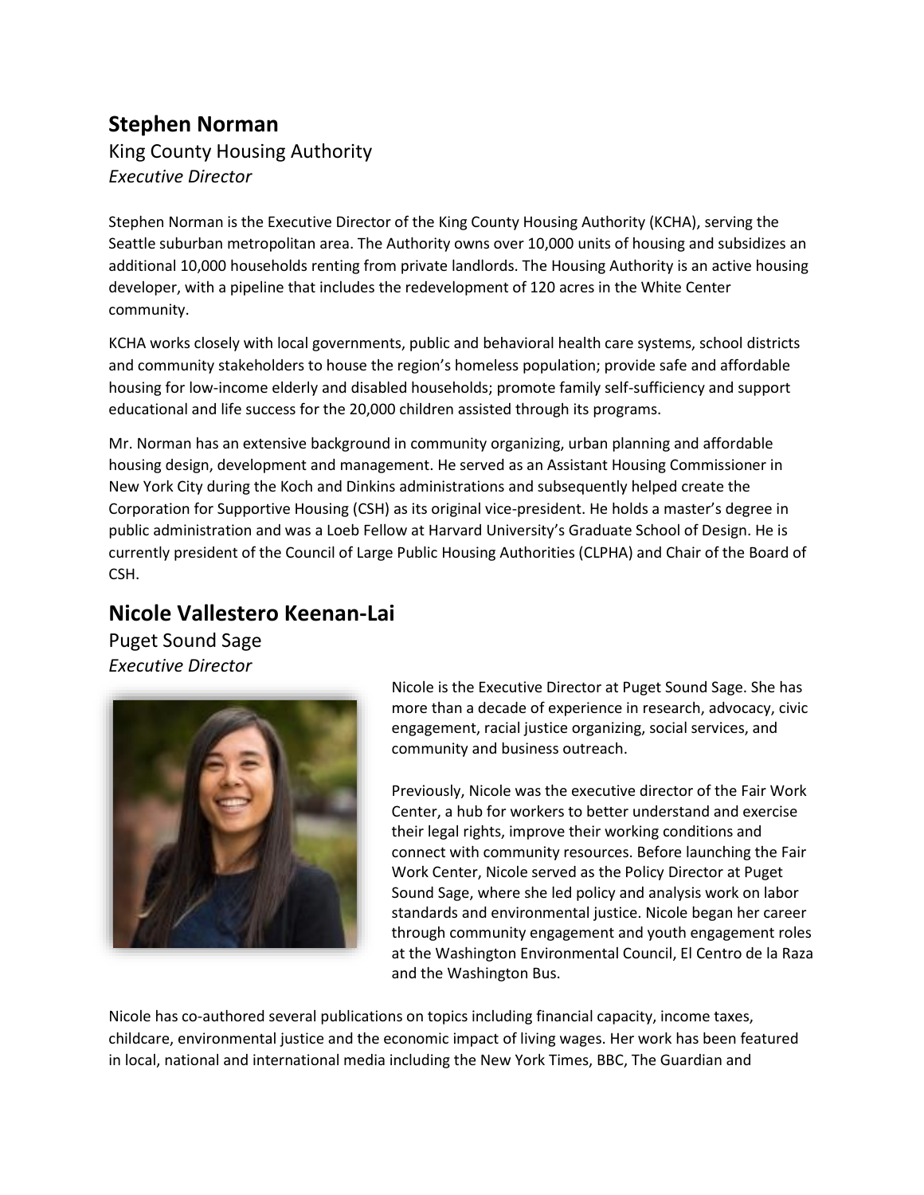## Stephen Norman

King County Housing Authority
*Executive Director*

Stephen Norman is the Executive Director of the King County Housing Authority (KCHA), serving the Seattle suburban metropolitan area. The Authority owns over 10,000 units of housing and subsidizes an additional 10,000 households renting from private landlords. The Housing Authority is an active housing developer, with a pipeline that includes the redevelopment of 120 acres in the White Center community.

KCHA works closely with local governments, public and behavioral health care systems, school districts and community stakeholders to house the region's homeless population; provide safe and affordable housing for low-income elderly and disabled households; promote family self-sufficiency and support educational and life success for the 20,000 children assisted through its programs.

Mr. Norman has an extensive background in community organizing, urban planning and affordable housing design, development and management. He served as an Assistant Housing Commissioner in New York City during the Koch and Dinkins administrations and subsequently helped create the Corporation for Supportive Housing (CSH) as its original vice-president. He holds a master's degree in public administration and was a Loeb Fellow at Harvard University's Graduate School of Design. He is currently president of the Council of Large Public Housing Authorities (CLPHA) and Chair of the Board of CSH.

## Nicole Vallestero Keenan-Lai

Puget Sound Sage
*Executive Director*

Nicole is the Executive Director at Puget Sound Sage. She has more than a decade of experience in research, advocacy, civic engagement, racial justice organizing, social services, and community and business outreach.

Previously, Nicole was the executive director of the Fair Work Center, a hub for workers to better understand and exercise their legal rights, improve their working conditions and connect with community resources. Before launching the Fair Work Center, Nicole served as the Policy Director at Puget Sound Sage, where she led policy and analysis work on labor standards and environmental justice. Nicole began her career through community engagement and youth engagement roles at the Washington Environmental Council, El Centro de la Raza and the Washington Bus.

Nicole has co-authored several publications on topics including financial capacity, income taxes, childcare, environmental justice and the economic impact of living wages. Her work has been featured in local, national and international media including the New York Times, BBC, The Guardian and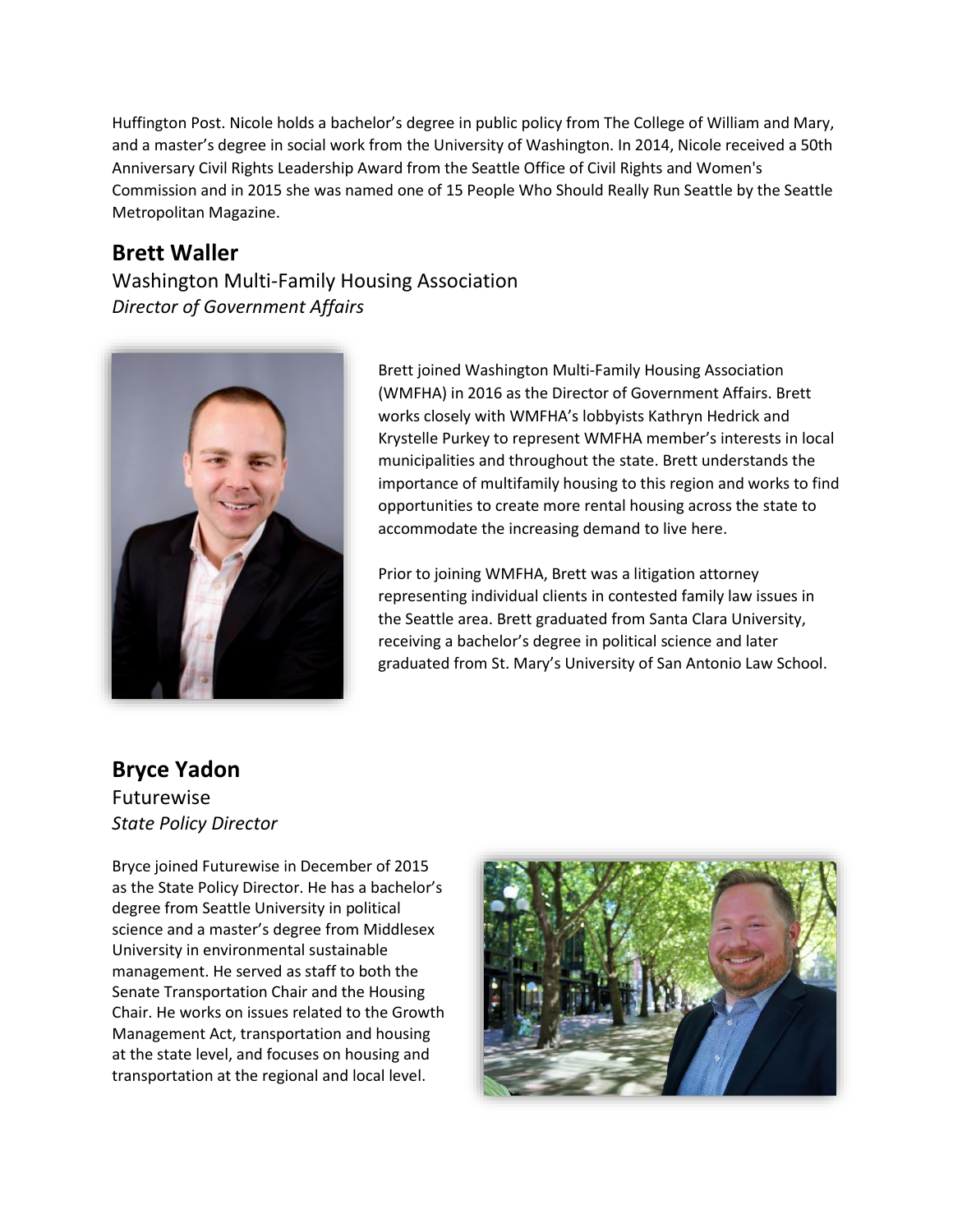Huffington Post. Nicole holds a bachelor's degree in public policy from The College of William and Mary, and a master's degree in social work from the University of Washington. In 2014, Nicole received a 50th Anniversary Civil Rights Leadership Award from the Seattle Office of Civil Rights and Women's Commission and in 2015 she was named one of 15 People Who Should Really Run Seattle by the Seattle Metropolitan Magazine.

## Brett Waller

Washington Multi-Family Housing Association

*Director of Government Affairs*

Brett joined Washington Multi-Family Housing Association (WMFHA) in 2016 as the Director of Government Affairs. Brett works closely with WMFHA's lobbyists Kathryn Hedrick and Krystelle Purkey to represent WMFHA member's interests in local municipalities and throughout the state. Brett understands the importance of multifamily housing to this region and works to find opportunities to create more rental housing across the state to accommodate the increasing demand to live here.

Prior to joining WMFHA, Brett was a litigation attorney representing individual clients in contested family law issues in the Seattle area. Brett graduated from Santa Clara University, receiving a bachelor's degree in political science and later graduated from St. Mary's University of San Antonio Law School.

## Bryce Yadon

Futurewise

*State Policy Director*

Bryce joined Futurewise in December of 2015 as the State Policy Director. He has a bachelor's degree from Seattle University in political science and a master's degree from Middlesex University in environmental sustainable management. He served as staff to both the Senate Transportation Chair and the Housing Chair. He works on issues related to the Growth Management Act, transportation and housing at the state level, and focuses on housing and transportation at the regional and local level.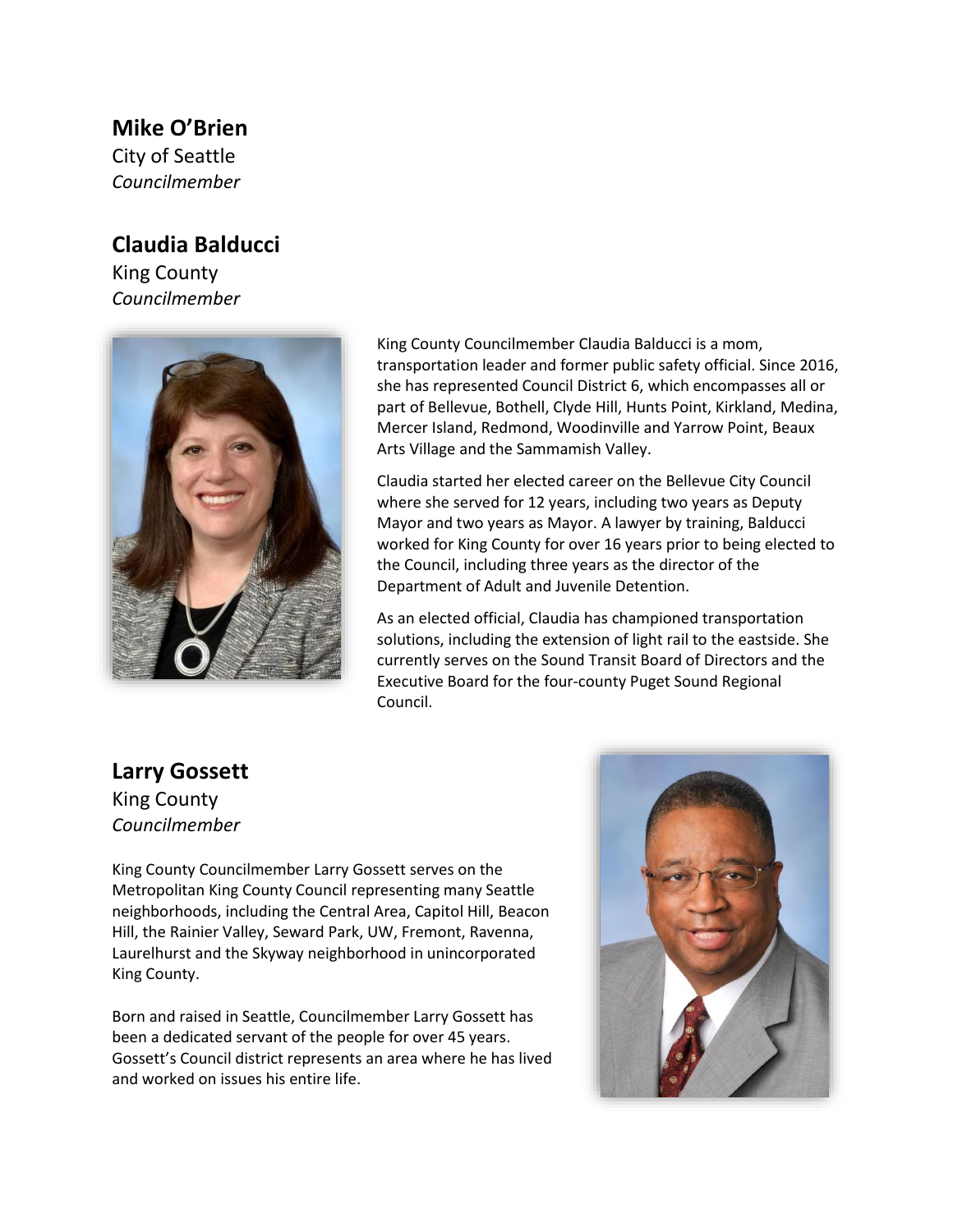## Mike O'Brien

City of Seattle

*Councilmember*

## Claudia Balducci

King County

*Councilmember*

King County Councilmember Claudia Balducci is a mom, transportation leader and former public safety official. Since 2016, she has represented Council District 6, which encompasses all or part of Bellevue, Bothell, Clyde Hill, Hunts Point, Kirkland, Medina, Mercer Island, Redmond, Woodinville and Yarrow Point, Beaux Arts Village and the Sammamish Valley.

Claudia started her elected career on the Bellevue City Council where she served for 12 years, including two years as Deputy Mayor and two years as Mayor. A lawyer by training, Balducci worked for King County for over 16 years prior to being elected to the Council, including three years as the director of the Department of Adult and Juvenile Detention.

As an elected official, Claudia has championed transportation solutions, including the extension of light rail to the eastside. She currently serves on the Sound Transit Board of Directors and the Executive Board for the four-county Puget Sound Regional Council.

## Larry Gossett

King County

*Councilmember*

King County Councilmember Larry Gossett serves on the Metropolitan King County Council representing many Seattle neighborhoods, including the Central Area, Capitol Hill, Beacon Hill, the Rainier Valley, Seward Park, UW, Fremont, Ravenna, Laurelhurst and the Skyway neighborhood in unincorporated King County.

Born and raised in Seattle, Councilmember Larry Gossett has been a dedicated servant of the people for over 45 years. Gossett's Council district represents an area where he has lived and worked on issues his entire life.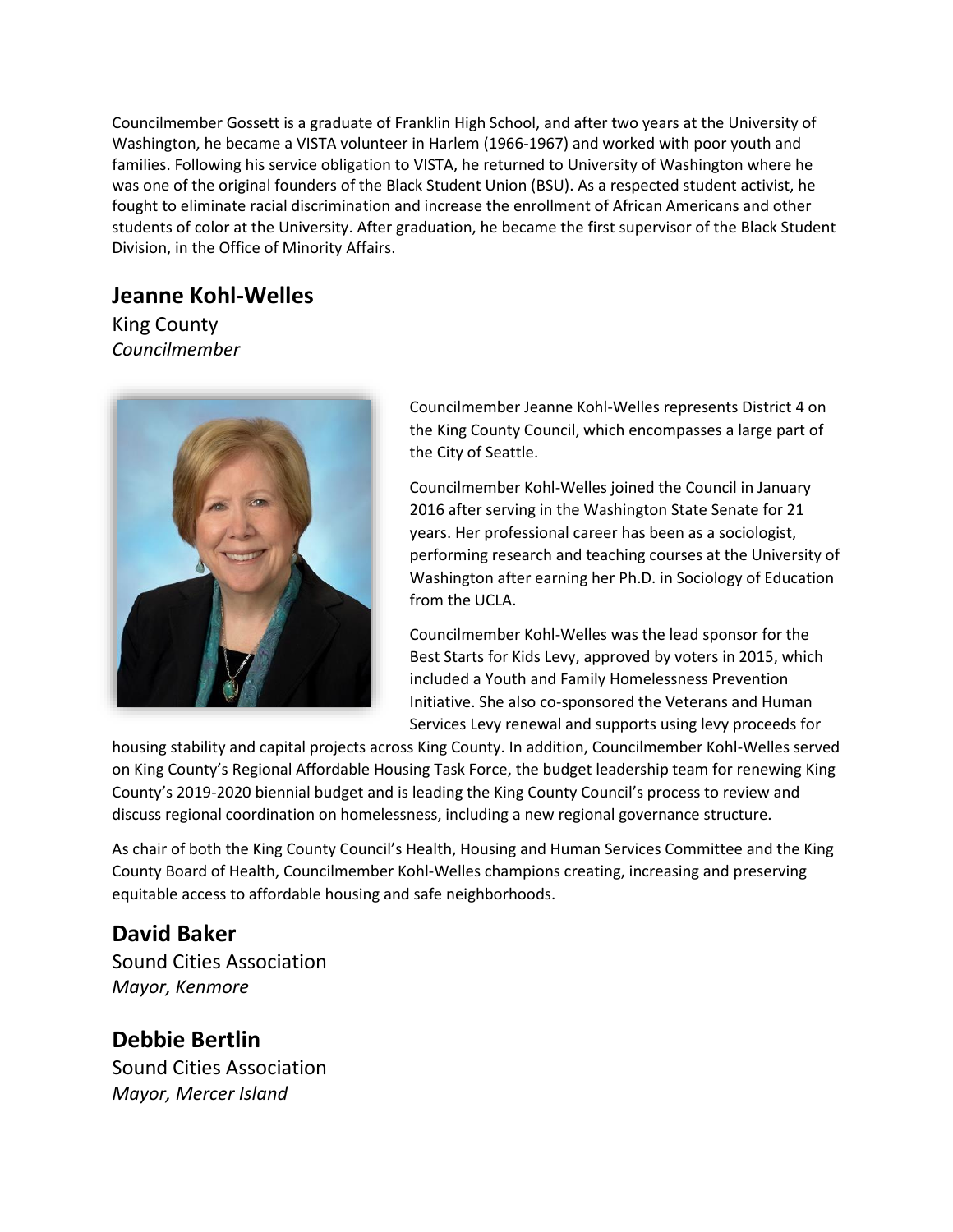Councilmember Gossett is a graduate of Franklin High School, and after two years at the University of Washington, he became a VISTA volunteer in Harlem (1966-1967) and worked with poor youth and families. Following his service obligation to VISTA, he returned to University of Washington where he was one of the original founders of the Black Student Union (BSU). As a respected student activist, he fought to eliminate racial discrimination and increase the enrollment of African Americans and other students of color at the University. After graduation, he became the first supervisor of the Black Student Division, in the Office of Minority Affairs.

## Jeanne Kohl-Welles

King County

*Councilmember*

Councilmember Jeanne Kohl-Welles represents District 4 on the King County Council, which encompasses a large part of the City of Seattle.

Councilmember Kohl-Welles joined the Council in January 2016 after serving in the Washington State Senate for 21 years. Her professional career has been as a sociologist, performing research and teaching courses at the University of Washington after earning her Ph.D. in Sociology of Education from the UCLA.

Councilmember Kohl-Welles was the lead sponsor for the Best Starts for Kids Levy, approved by voters in 2015, which included a Youth and Family Homelessness Prevention Initiative. She also co-sponsored the Veterans and Human Services Levy renewal and supports using levy proceeds for housing stability and capital projects across King County. In addition, Councilmember Kohl-Welles served on King County's Regional Affordable Housing Task Force, the budget leadership team for renewing King County's 2019-2020 biennial budget and is leading the King County Council's process to review and discuss regional coordination on homelessness, including a new regional governance structure.

As chair of both the King County Council's Health, Housing and Human Services Committee and the King County Board of Health, Councilmember Kohl-Welles champions creating, increasing and preserving equitable access to affordable housing and safe neighborhoods.

## David Baker

Sound Cities Association

*Mayor, Kenmore*

## Debbie Bertlin

Sound Cities Association

*Mayor, Mercer Island*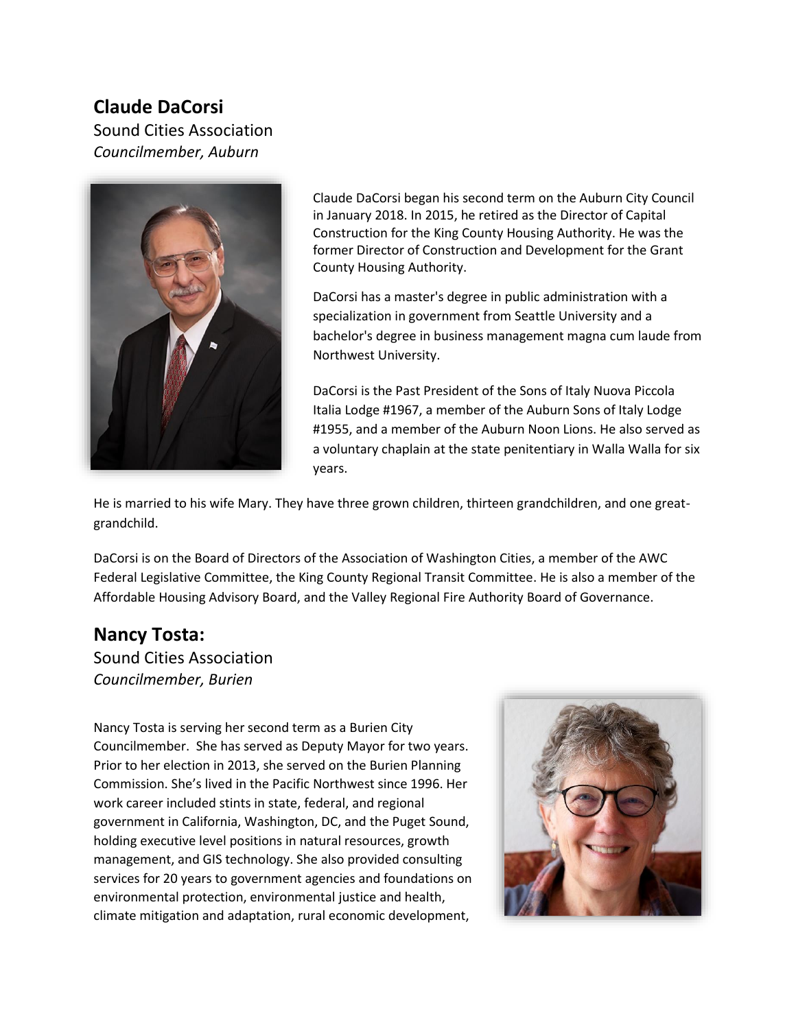## Claude DaCorsi

Sound Cities Association

*Councilmember, Auburn*

Claude DaCorsi began his second term on the Auburn City Council in January 2018. In 2015, he retired as the Director of Capital Construction for the King County Housing Authority. He was the former Director of Construction and Development for the Grant County Housing Authority.

DaCorsi has a master's degree in public administration with a specialization in government from Seattle University and a bachelor's degree in business management magna cum laude from Northwest University.

DaCorsi is the Past President of the Sons of Italy Nuova Piccola Italia Lodge #1967, a member of the Auburn Sons of Italy Lodge #1955, and a member of the Auburn Noon Lions. He also served as a voluntary chaplain at the state penitentiary in Walla Walla for six years.

He is married to his wife Mary. They have three grown children, thirteen grandchildren, and one great-grandchild.

DaCorsi is on the Board of Directors of the Association of Washington Cities, a member of the AWC Federal Legislative Committee, the King County Regional Transit Committee. He is also a member of the Affordable Housing Advisory Board, and the Valley Regional Fire Authority Board of Governance.

## Nancy Tosta:

Sound Cities Association

*Councilmember, Burien*

Nancy Tosta is serving her second term as a Burien City Councilmember. She has served as Deputy Mayor for two years. Prior to her election in 2013, she served on the Burien Planning Commission. She's lived in the Pacific Northwest since 1996. Her work career included stints in state, federal, and regional government in California, Washington, DC, and the Puget Sound, holding executive level positions in natural resources, growth management, and GIS technology. She also provided consulting services for 20 years to government agencies and foundations on environmental protection, environmental justice and health, climate mitigation and adaptation, rural economic development,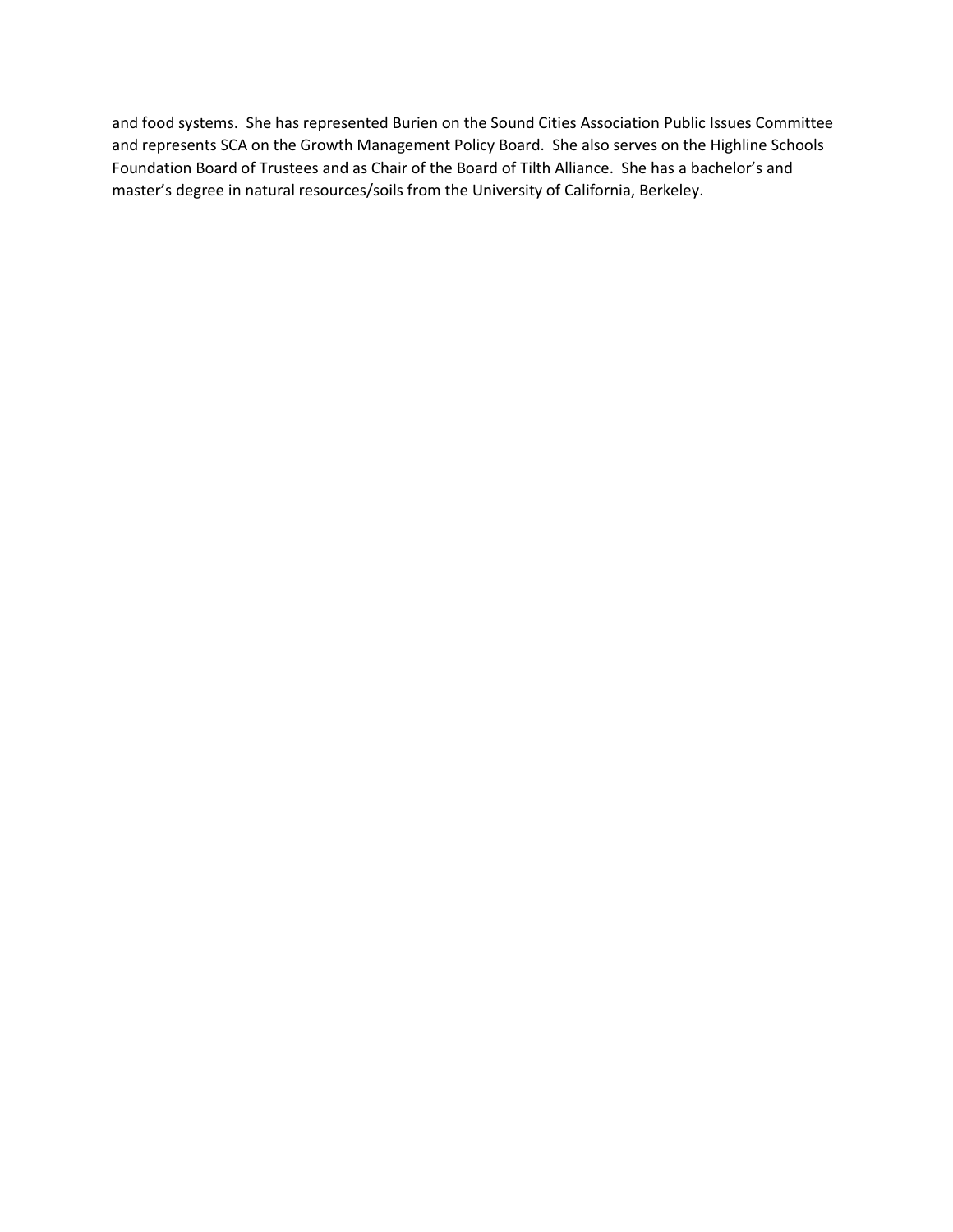and food systems. She has represented Burien on the Sound Cities Association Public Issues Committee and represents SCA on the Growth Management Policy Board. She also serves on the Highline Schools Foundation Board of Trustees and as Chair of the Board of Tilth Alliance. She has a bachelor's and master's degree in natural resources/soils from the University of California, Berkeley.